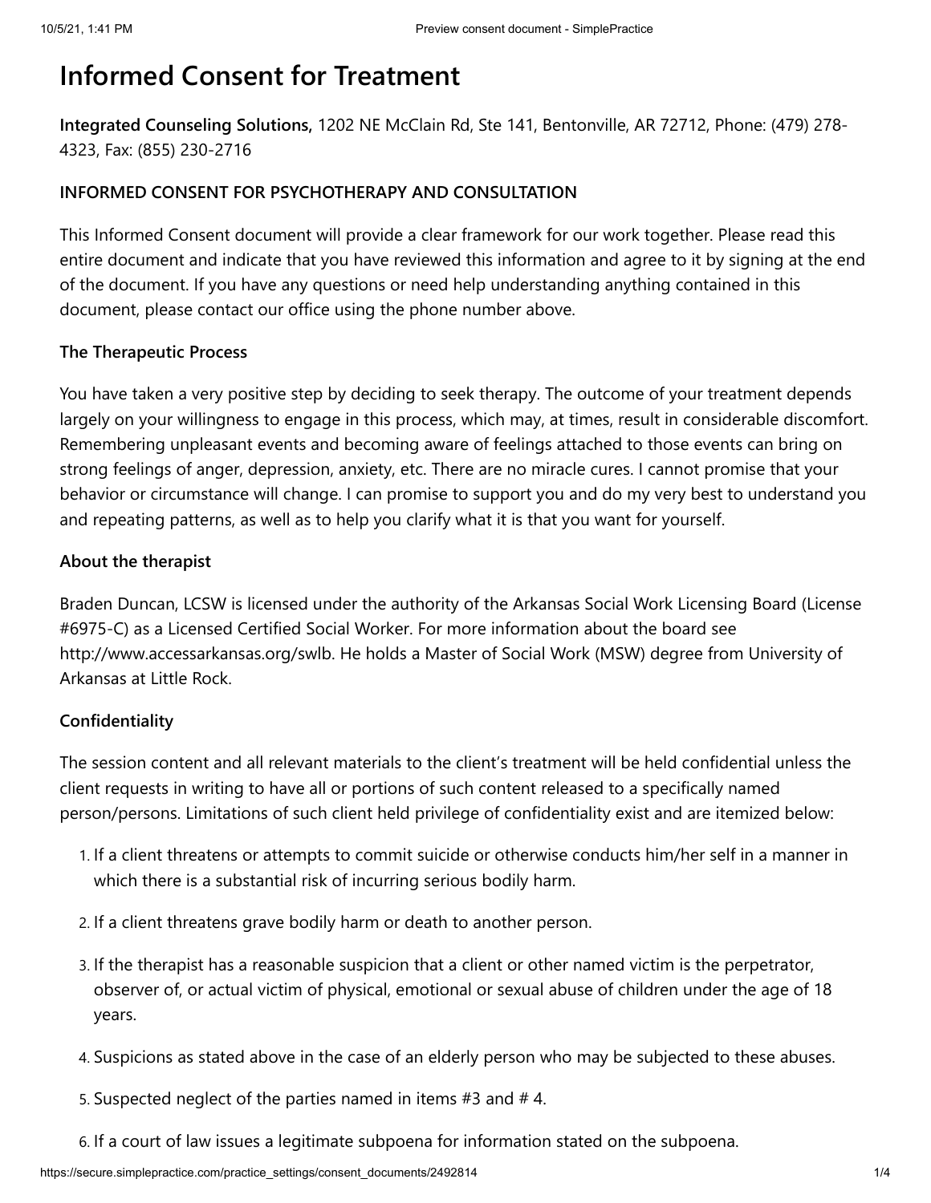# Informed Consent for Treatment

**Integrated Counseling Solutions,** 1202 NE McClain Rd, Ste 141, Bentonville, AR 72712, Phone: (479) 278-4323, Fax: (855) 230-2716

**INFORMED CONSENT FOR PSYCHOTHERAPY AND CONSULTATION**

This Informed Consent document will provide a clear framework for our work together. Please read this entire document and indicate that you have reviewed this information and agree to it by signing at the end of the document. If you have any questions or need help understanding anything contained in this document, please contact our office using the phone number above.

**The Therapeutic Process**

You have taken a very positive step by deciding to seek therapy. The outcome of your treatment depends largely on your willingness to engage in this process, which may, at times, result in considerable discomfort. Remembering unpleasant events and becoming aware of feelings attached to those events can bring on strong feelings of anger, depression, anxiety, etc. There are no miracle cures. I cannot promise that your behavior or circumstance will change. I can promise to support you and do my very best to understand you and repeating patterns, as well as to help you clarify what it is that you want for yourself.

**About the therapist**

Braden Duncan, LCSW is licensed under the authority of the Arkansas Social Work Licensing Board (License #6975-C) as a Licensed Certified Social Worker. For more information about the board see http://www.accessarkansas.org/swlb. He holds a Master of Social Work (MSW) degree from University of Arkansas at Little Rock.

**Confidentiality**

The session content and all relevant materials to the client's treatment will be held confidential unless the client requests in writing to have all or portions of such content released to a specifically named person/persons. Limitations of such client held privilege of confidentiality exist and are itemized below:

1. If a client threatens or attempts to commit suicide or otherwise conducts him/her self in a manner in which there is a substantial risk of incurring serious bodily harm.
2. If a client threatens grave bodily harm or death to another person.
3. If the therapist has a reasonable suspicion that a client or other named victim is the perpetrator, observer of, or actual victim of physical, emotional or sexual abuse of children under the age of 18 years.
4. Suspicions as stated above in the case of an elderly person who may be subjected to these abuses.
5. Suspected neglect of the parties named in items #3 and # 4.
6. If a court of law issues a legitimate subpoena for information stated on the subpoena.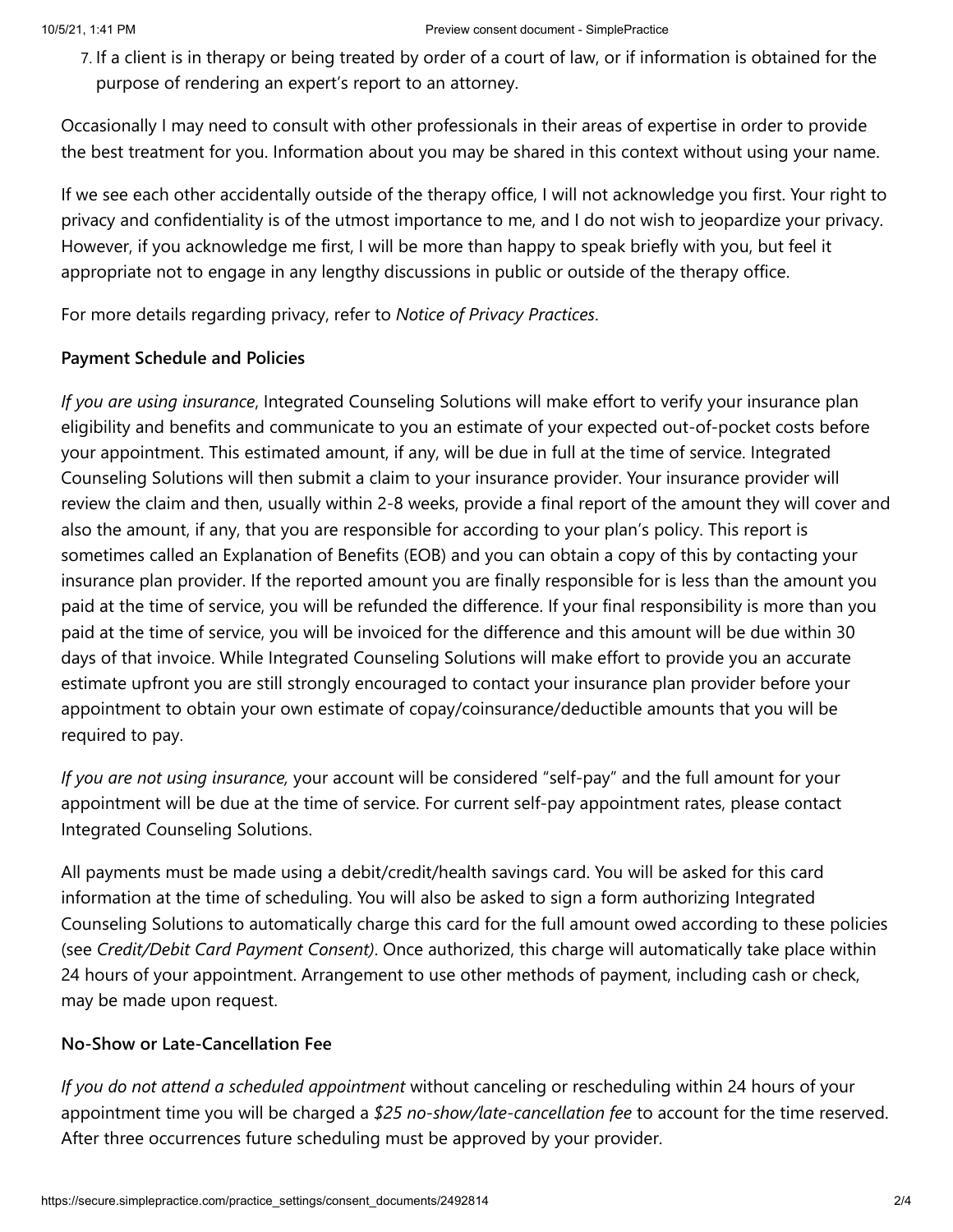7. If a client is in therapy or being treated by order of a court of law, or if information is obtained for the purpose of rendering an expert's report to an attorney.

Occasionally I may need to consult with other professionals in their areas of expertise in order to provide the best treatment for you. Information about you may be shared in this context without using your name.

If we see each other accidentally outside of the therapy office, I will not acknowledge you first. Your right to privacy and confidentiality is of the utmost importance to me, and I do not wish to jeopardize your privacy. However, if you acknowledge me first, I will be more than happy to speak briefly with you, but feel it appropriate not to engage in any lengthy discussions in public or outside of the therapy office.

For more details regarding privacy, refer to *Notice of Privacy Practices*.

**Payment Schedule and Policies**

*If you are using insurance*, Integrated Counseling Solutions will make effort to verify your insurance plan eligibility and benefits and communicate to you an estimate of your expected out-of-pocket costs before your appointment. This estimated amount, if any, will be due in full at the time of service. Integrated Counseling Solutions will then submit a claim to your insurance provider. Your insurance provider will review the claim and then, usually within 2-8 weeks, provide a final report of the amount they will cover and also the amount, if any, that you are responsible for according to your plan's policy. This report is sometimes called an Explanation of Benefits (EOB) and you can obtain a copy of this by contacting your insurance plan provider. If the reported amount you are finally responsible for is less than the amount you paid at the time of service, you will be refunded the difference. If your final responsibility is more than you paid at the time of service, you will be invoiced for the difference and this amount will be due within 30 days of that invoice. While Integrated Counseling Solutions will make effort to provide you an accurate estimate upfront you are still strongly encouraged to contact your insurance plan provider before your appointment to obtain your own estimate of copay/coinsurance/deductible amounts that you will be required to pay.

*If you are not using insurance,* your account will be considered "self-pay" and the full amount for your appointment will be due at the time of service. For current self-pay appointment rates, please contact Integrated Counseling Solutions.

All payments must be made using a debit/credit/health savings card. You will be asked for this card information at the time of scheduling. You will also be asked to sign a form authorizing Integrated Counseling Solutions to automatically charge this card for the full amount owed according to these policies (see *Credit/Debit Card Payment Consent)*. Once authorized, this charge will automatically take place within 24 hours of your appointment. Arrangement to use other methods of payment, including cash or check, may be made upon request.

**No-Show or Late-Cancellation Fee**

*If you do not attend a scheduled appointment* without canceling or rescheduling within 24 hours of your appointment time you will be charged a *$25 no-show/late-cancellation fee* to account for the time reserved. After three occurrences future scheduling must be approved by your provider.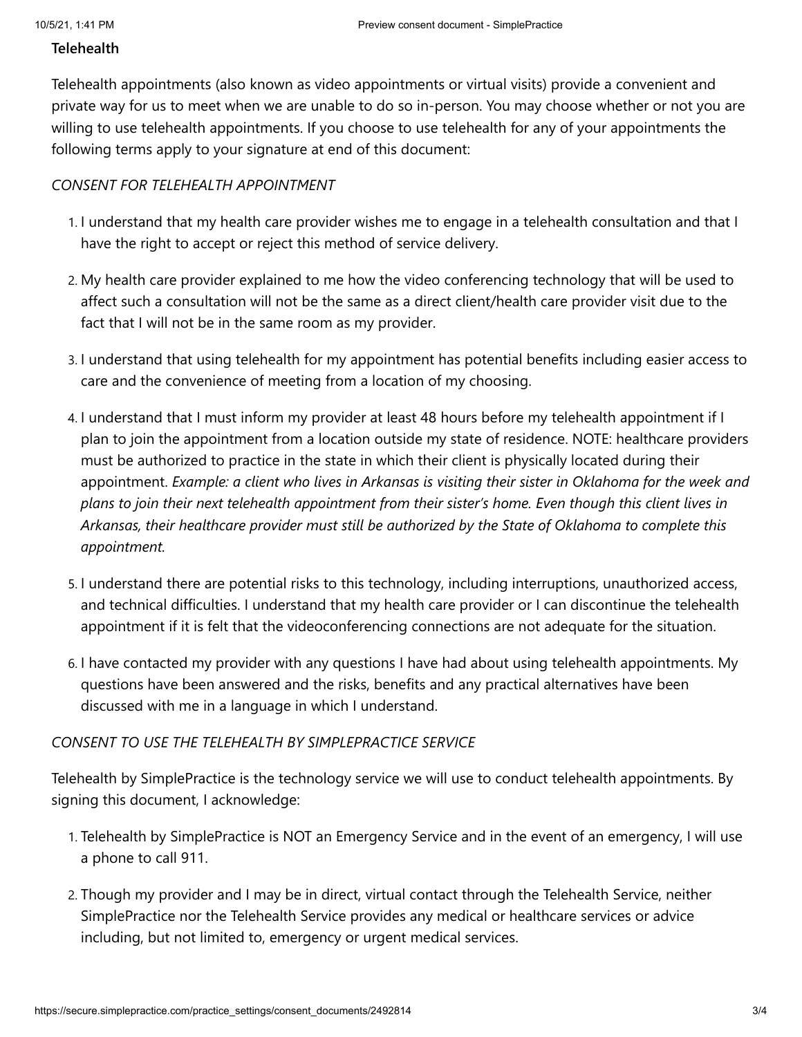**Telehealth**

Telehealth appointments (also known as video appointments or virtual visits) provide a convenient and private way for us to meet when we are unable to do so in-person. You may choose whether or not you are willing to use telehealth appointments. If you choose to use telehealth for any of your appointments the following terms apply to your signature at end of this document:

*CONSENT FOR TELEHEALTH APPOINTMENT*

1. I understand that my health care provider wishes me to engage in a telehealth consultation and that I have the right to accept or reject this method of service delivery.
2. My health care provider explained to me how the video conferencing technology that will be used to affect such a consultation will not be the same as a direct client/health care provider visit due to the fact that I will not be in the same room as my provider.
3. I understand that using telehealth for my appointment has potential benefits including easier access to care and the convenience of meeting from a location of my choosing.
4. I understand that I must inform my provider at least 48 hours before my telehealth appointment if I plan to join the appointment from a location outside my state of residence. NOTE: healthcare providers must be authorized to practice in the state in which their client is physically located during their appointment. *Example: a client who lives in Arkansas is visiting their sister in Oklahoma for the week and plans to join their next telehealth appointment from their sister's home. Even though this client lives in Arkansas, their healthcare provider must still be authorized by the State of Oklahoma to complete this appointment.*
5. I understand there are potential risks to this technology, including interruptions, unauthorized access, and technical difficulties. I understand that my health care provider or I can discontinue the telehealth appointment if it is felt that the videoconferencing connections are not adequate for the situation.
6. I have contacted my provider with any questions I have had about using telehealth appointments. My questions have been answered and the risks, benefits and any practical alternatives have been discussed with me in a language in which I understand.

*CONSENT TO USE THE TELEHEALTH BY SIMPLEPRACTICE SERVICE*

Telehealth by SimplePractice is the technology service we will use to conduct telehealth appointments. By signing this document, I acknowledge:

1. Telehealth by SimplePractice is NOT an Emergency Service and in the event of an emergency, I will use a phone to call 911.
2. Though my provider and I may be in direct, virtual contact through the Telehealth Service, neither SimplePractice nor the Telehealth Service provides any medical or healthcare services or advice including, but not limited to, emergency or urgent medical services.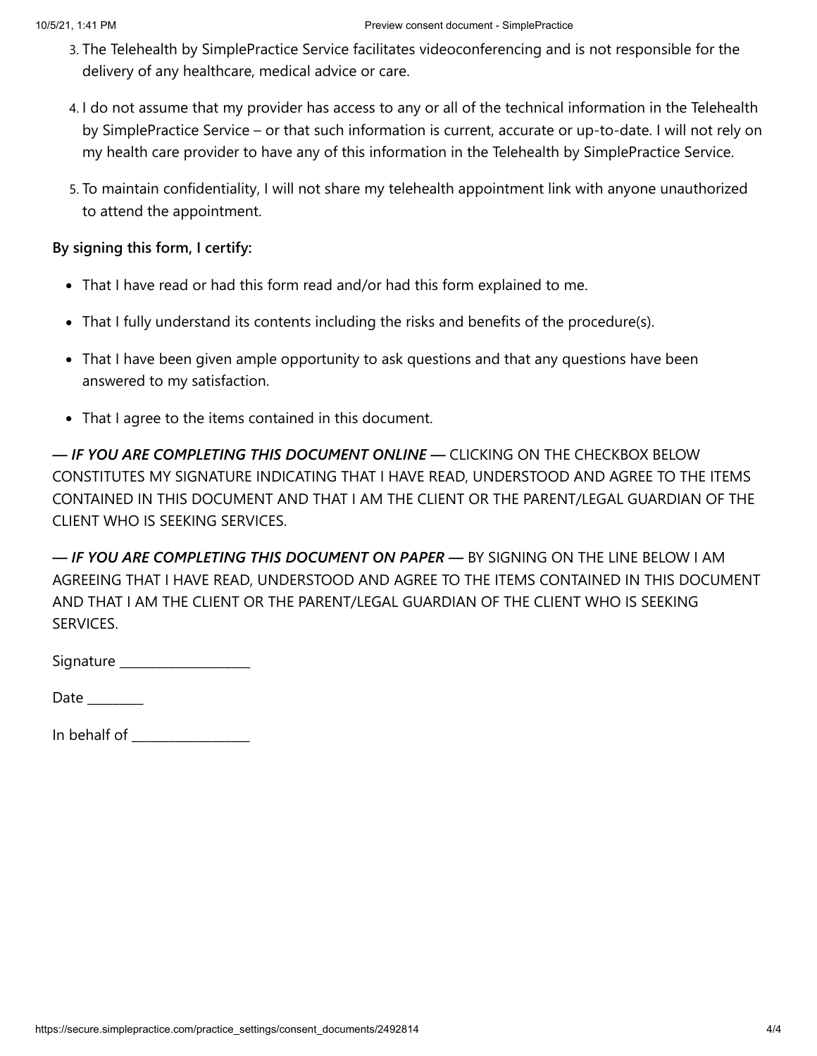3. The Telehealth by SimplePractice Service facilitates videoconferencing and is not responsible for the delivery of any healthcare, medical advice or care.
4. I do not assume that my provider has access to any or all of the technical information in the Telehealth by SimplePractice Service – or that such information is current, accurate or up-to-date. I will not rely on my health care provider to have any of this information in the Telehealth by SimplePractice Service.
5. To maintain confidentiality, I will not share my telehealth appointment link with anyone unauthorized to attend the appointment.

**By signing this form, I certify:**

- That I have read or had this form read and/or had this form explained to me.
- That I fully understand its contents including the risks and benefits of the procedure(s).
- That I have been given ample opportunity to ask questions and that any questions have been answered to my satisfaction.
- That I agree to the items contained in this document.

***— IF YOU ARE COMPLETING THIS DOCUMENT ONLINE —*** CLICKING ON THE CHECKBOX BELOW CONSTITUTES MY SIGNATURE INDICATING THAT I HAVE READ, UNDERSTOOD AND AGREE TO THE ITEMS CONTAINED IN THIS DOCUMENT AND THAT I AM THE CLIENT OR THE PARENT/LEGAL GUARDIAN OF THE CLIENT WHO IS SEEKING SERVICES.

***— IF YOU ARE COMPLETING THIS DOCUMENT ON PAPER —*** BY SIGNING ON THE LINE BELOW I AM AGREEING THAT I HAVE READ, UNDERSTOOD AND AGREE TO THE ITEMS CONTAINED IN THIS DOCUMENT AND THAT I AM THE CLIENT OR THE PARENT/LEGAL GUARDIAN OF THE CLIENT WHO IS SEEKING SERVICES.

Signature ___________________

Date ________

In behalf of _________________